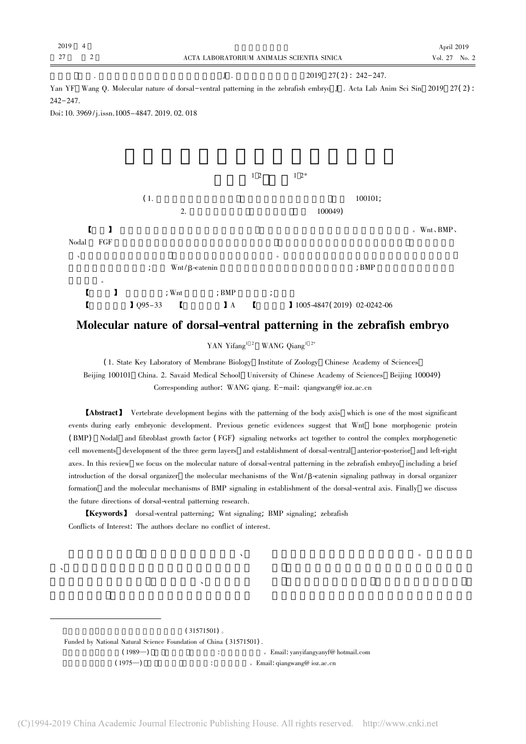Yan YF, Wang Q. Molecular nature of dorsal-ventral patterning in the zebrafish embryo[J]. Acta Lab Anim Sci Sin, 2019, 27(2): 242-247.

Doi: 10.3969/j.issn.1005-4847.2019.02.018

【】 Wnt、BMP、Nodal FGF

Wnt/β-catenin ; BMP

【】 ; Wnt ; BMP ;

【】 Q95-33 【】 A 【】 1005-4847(2019) 02-0242-06

# Molecular nature of dorsal-ventral patterning in the zebrafish embryo

YAN Yifang[1,2], WANG Qiang[1,2*]

(1. State Key Laboratory of Membrane Biology, Institute of Zoology, Chinese Academy of Sciences, Beijing 100101, China. 2. Savaid Medical School, University of Chinese Academy of Sciences, Beijing 100049)

Corresponding author: WANG qiang. E-mail: qiangwang@ioz.ac.cn

**【Abstract】** Vertebrate development begins with the patterning of the body axis, which is one of the most significant events during early embryonic development. Previous genetic evidences suggest that Wnt, bone morphogenic protein (BMP), Nodal, and fibroblast growth factor (FGF) signaling networks act together to control the complex morphogenetic cell movements, development of the three germ layers, and establishment of dorsal-ventral, anterior-posterior, and left-right axes. In this review, we focus on the molecular nature of dorsal-ventral patterning in the zebrafish embryo, including a brief introduction of the dorsal organizer, the molecular mechanisms of the Wnt/β-catenin signaling pathway in dorsal organizer formation, and the molecular mechanisms of BMP signaling in establishment of the dorsal-ventral axis. Finally, we discuss the future directions of dorsal-ventral patterning research.

**【Keywords】** dorsal-ventral patterning; Wnt signaling; BMP signaling; zebrafish

Conflicts of Interest: The authors declare no conflict of interest.

---

(31571501)。

Funded by National Natural Science Foundation of China (31571501).

(1989—) Email: yanyifangyanyf@hotmail.com

(1975—) Email: qiangwang@ioz.ac.cn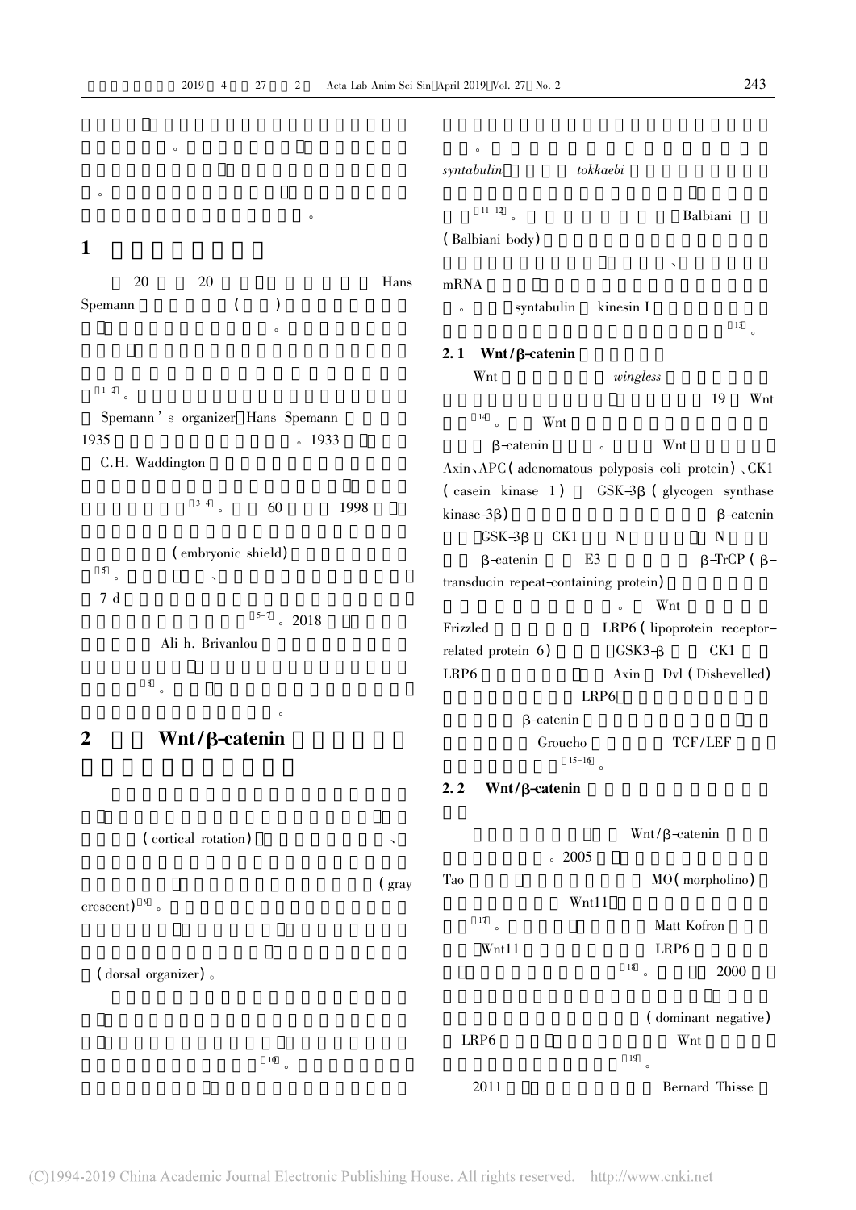。

。

。

## 1

20 20 Hans Spemann ( ) 。

[1-2]。

Spemann's organizer Hans Spemann 1935 。1933 C.H. Waddington

[3-4]。 60 1998

(embryonic shield)

[5]。 、

7 d

[5-7]。2018 Ali h. Brivanlou

[8]。

。

## 2 Wnt/β-catenin

(cortical rotation) 、

(gray crescent)[9]。

(dorsal organizer)。

[10]。

。

*syntabulin* *tokkaebi*

[11-12]。 Balbiani (Balbiani body)

、 mRNA

。 syntabulin kinesin I

[13]。

### 2.1 Wnt/β-catenin

Wnt *wingless*

19 Wnt

[14]。 Wnt

β-catenin 。 Wnt

Axin、APC(adenomatous polyposis coli protein)、CK1 (casein kinase 1) GSK-3β (glycogen synthase kinase-3β) β-catenin

GSK-3β CK1 N N

β-catenin E3 β-TrCP (β-transducin repeat-containing protein)

。 Wnt

Frizzled LRP6 (lipoprotein receptor-related protein 6) GSK3-β CK1

LRP6 Axin Dvl (Dishevelled)

LRP6

β-catenin

Groucho TCF/LEF

[15-16]。

### 2.2 Wnt/β-catenin

Wnt/β-catenin

。2005

Tao MO(morpholino)

Wnt11

[17]。 Matt Kofron

Wnt11 LRP6

[18]。 2000

(dominant negative)

LRP6 Wnt

[19]。

2011 Bernard Thisse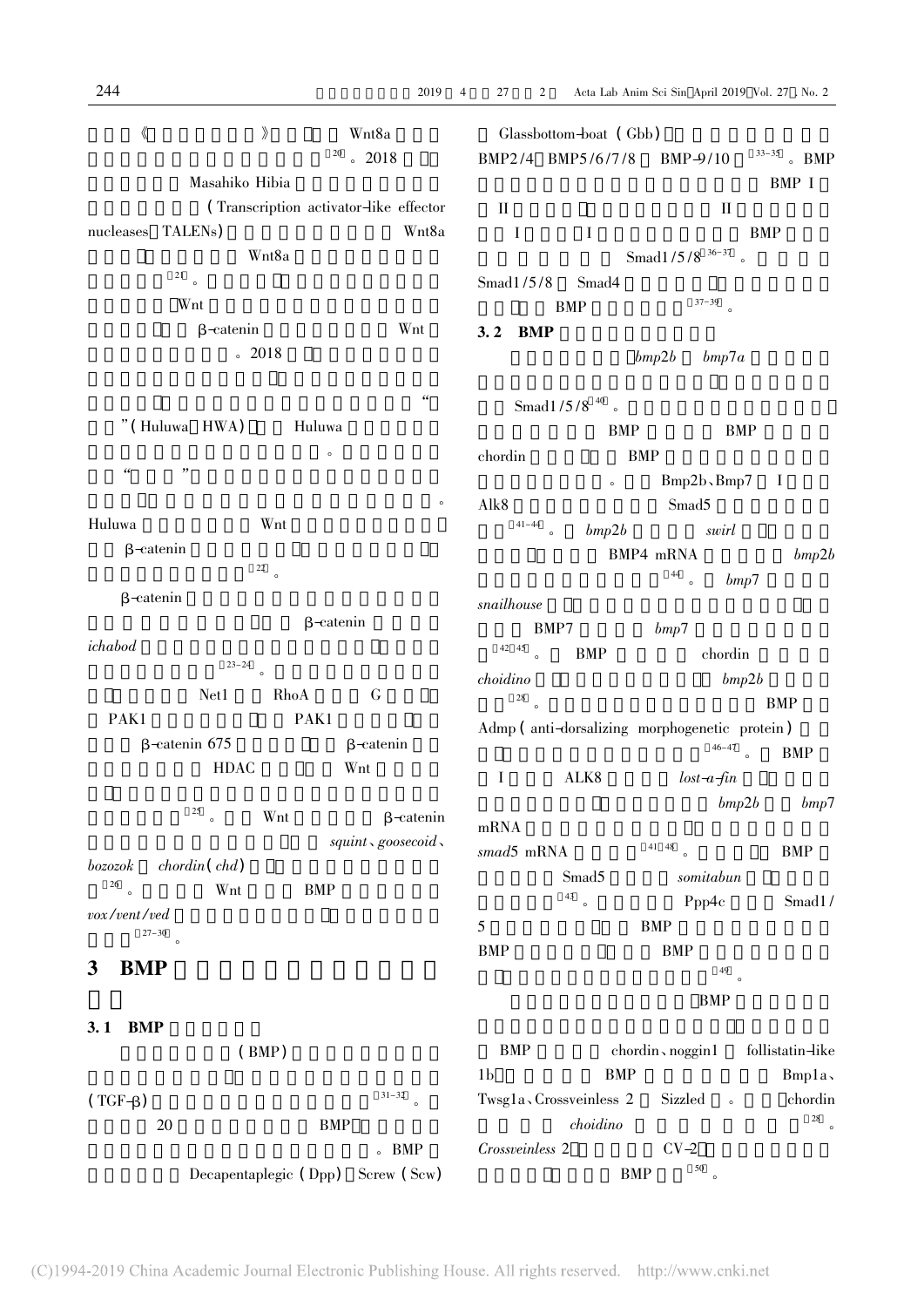《 》 Wnt8a

[20] 。2018

Masahiko Hibia

(Transcription activator-like effector nucleases TALENs) Wnt8a

Wnt8a

[21] 。

Wnt

β-catenin Wnt

。2018

"

"(Huluwa HWA) Huluwa

。

" "

。

Huluwa Wnt

β-catenin

[22] 。

β-catenin

β-catenin

*ichabod*

[23-24] 。

Net1 RhoA G

PAK1 PAK1

β-catenin 675 β-catenin

HDAC Wnt

[25] 。 Wnt β-catenin

*squint*、*goosecoid*、*bozozok* *chordin*(*chd*)

[26] 。 Wnt BMP

*vox*/*vent*/*ved*

[27-30] 。

## 3 BMP

### 3.1 BMP

(BMP)

(TGF-β) [31-32] 。

20 BMP

。BMP

Decapentaplegic (Dpp) Screw (Scw)

Glassbottom-boat (Gbb)

BMP2/4 BMP5/6/7/8 BMP-9/10 [33-35] 。BMP

BMP I

II II

I I BMP

Smad1/5/8 [36-37] 。

Smad1/5/8 Smad4

BMP [37-39] 。

### 3.2 BMP

*bmp2b* *bmp7a*

Smad1/5/8 [40] 。

BMP BMP

chordin BMP

。 Bmp2b、Bmp7 I

Alk8 Smad5

[41-44] 。 *bmp2b* *swirl*

BMP4 mRNA *bmp2b*

[44] 。 *bmp7*

*snailhouse*

BMP7 *bmp7*

[42,45] 。 BMP chordin

*choidino* *bmp2b*

[28] 。 BMP

Admp (anti-dorsalizing morphogenetic protein)

[46-47] 。 BMP

I ALK8 *lost-a-fin*

*bmp2b* *bmp7*

mRNA

*smad5* mRNA [41,48] 。 BMP

Smad5 *somitabun*

[43] 。 Ppp4c Smad1/5

BMP

BMP BMP

[49] 。

BMP

BMP chordin、noggin1 follistatin-like 1b BMP Bmp1a、Twsg1a、Crossveinless 2 Sizzled 。 chordin

*choidino* [28] 。

*Crossveinless 2* CV-2

BMP [50] 。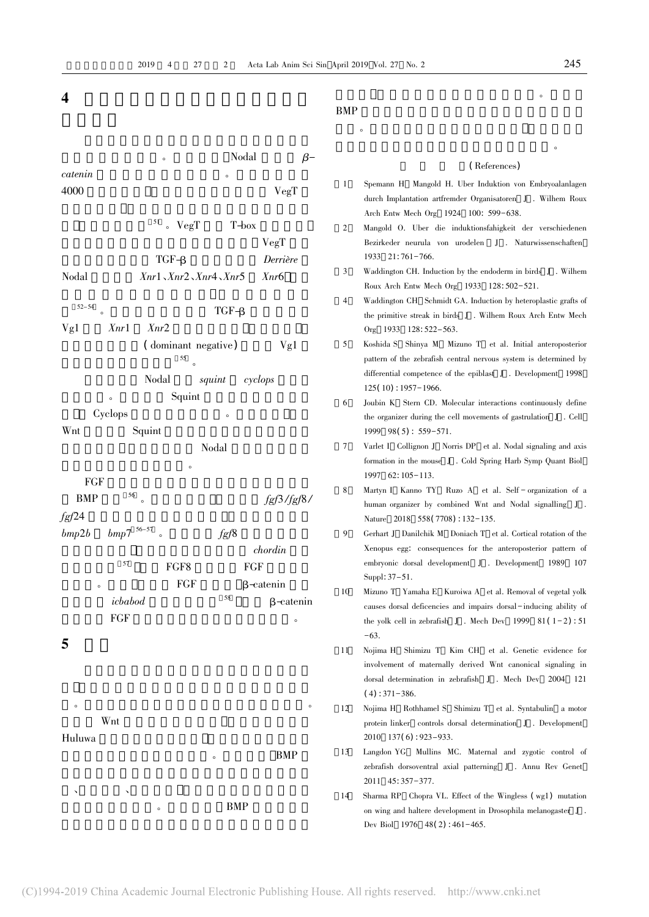## 4

。 Nodal β-catenin 。 4000 VegT [51]。VegT T-box VegT TGF-β *Derrière* Nodal *Xnr*1、*Xnr*2、*Xnr*4、*Xnr*5 *Xnr*6 [52-54]。 TGF-β Vg1 *Xnr*1 *Xnr*2 (dominant negative) Vg1 [55]。

Nodal *squint* *cyclops* 。 Squint Cyclops 。 Wnt Squint Nodal 。

FGF BMP [56]。 *fgf*3/*fgf*8/*fgf*24 *bmp*2*b* *bmp*7[56-57]。 *fgf*8 *chordin* [57] FGF8 FGF 。 FGF β-catenin *icbabod* [58] β-catenin FGF 。

## 5

。 。 Wnt Huluwa 。 BMP 、 、 。 BMP 。 BMP 。 。

## (References)

1. Spemann H, Mangold H. Uber Induktion von Embryoalanlagen durch Implantation artfremder Organisatoren [J]. Wilhem Roux Arch Entw Mech Org, 1924, 100: 599-638.
2. Mangold O. Uber die induktionsfahigkeit der verschiedenen Bezirkeder neurula von urodelen [J]. Naturwissenschaften, 1933, 21: 761-766.
3. Waddington CH. Induction by the endoderm in birds [J]. Wilhem Roux Arch Entw Mech Org, 1933, 128: 502-521.
4. Waddington CH, Schmidt GA. Induction by heteroplastic grafts of the primitive streak in birds [J]. Wilhem Roux Arch Entw Mech Org, 1933, 128: 522-563.
5. Koshida S, Shinya M, Mizuno T, et al. Initial anteroposterior pattern of the zebrafish central nervous system is determined by differential competence of the epiblast [J]. Development, 1998, 125(10): 1957-1966.
6. Joubin K, Stern CD. Molecular interactions continuously define the organizer during the cell movements of gastrulation [J]. Cell, 1999, 98(5): 559-571.
7. Varlet I, Collignon J, Norris DP, et al. Nodal signaling and axis formation in the mouse [J]. Cold Spring Harb Symp Quant Biol, 1997, 62: 105-113.
8. Martyn I, Kanno TY, Ruzo A, et al. Self-organization of a human organizer by combined Wnt and Nodal signalling [J]. Nature, 2018, 558(7708): 132-135.
9. Gerhart J, Danilchik M, Doniach T, et al. Cortical rotation of the Xenopus egg: consequences for the anteroposterior pattern of embryonic dorsal development [J]. Development, 1989, 107 Suppl: 37-51.
10. Mizuno T, Yamaha E, Kuroiwa A, et al. Removal of vegetal yolk causes dorsal deficencies and impairs dorsal-inducing ability of the yolk cell in zebrafish [J]. Mech Dev, 1999, 81(1-2): 51-63.
11. Nojima H, Shimizu T, Kim CH, et al. Genetic evidence for involvement of maternally derived Wnt canonical signaling in dorsal determination in zebrafish [J]. Mech Dev, 2004, 121(4): 371-386.
12. Nojima H, Rothhamel S, Shimizu T, et al. Syntabulin, a motor protein linker, controls dorsal determination [J]. Development, 2010, 137(6): 923-933.
13. Langdon YG, Mullins MC. Maternal and zygotic control of zebrafish dorsoventral axial patterning [J]. Annu Rev Genet, 2011, 45: 357-377.
14. Sharma RP, Chopra VL. Effect of the Wingless (wg1) mutation on wing and haltere development in Drosophila melanogaster [J]. Dev Biol, 1976, 48(2): 461-465.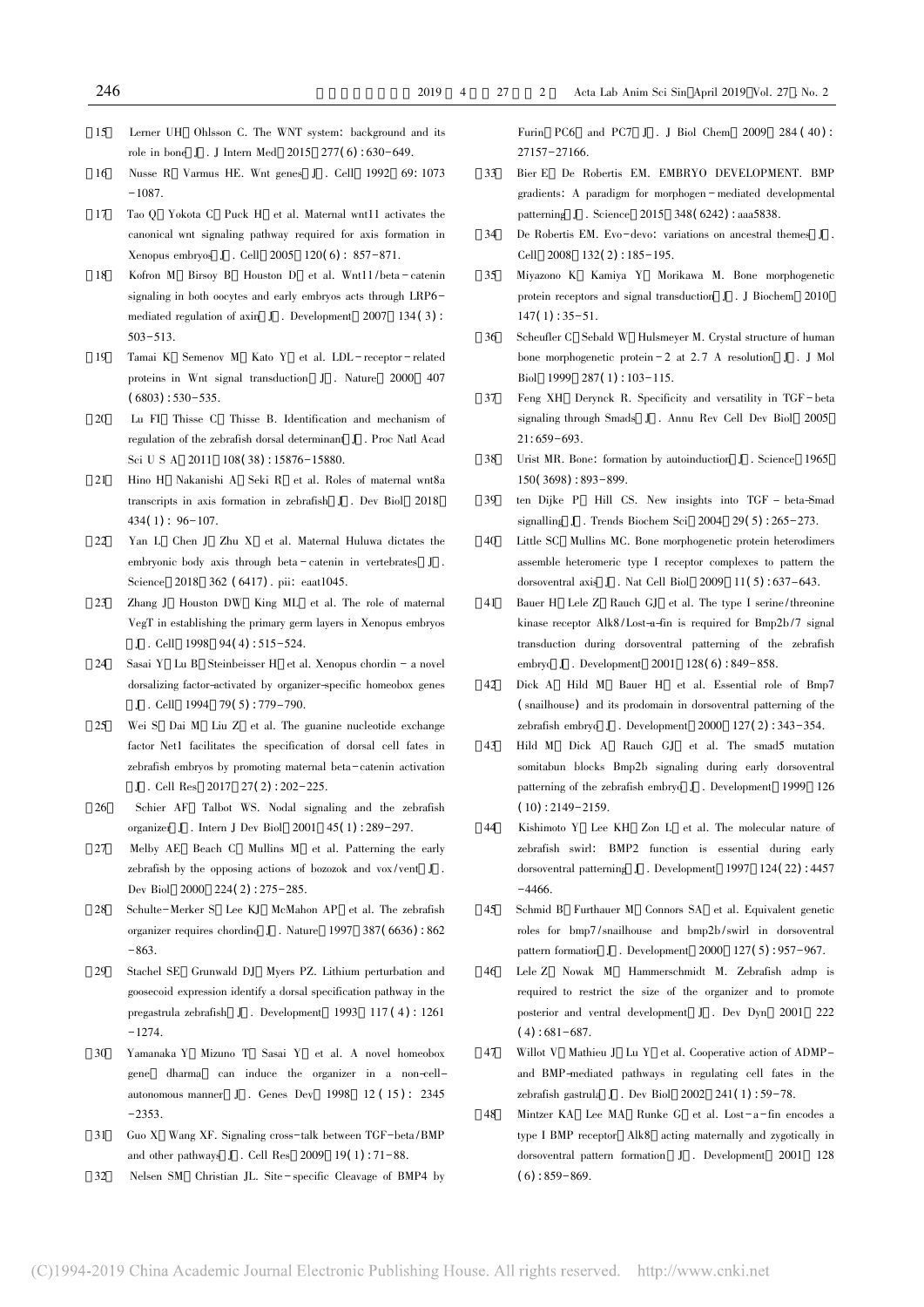[15] Lerner UH, Ohlsson C. The WNT system: background and its role in bone[J]. J Intern Med, 2015, 277(6): 630-649.

[16] Nusse R, Varmus HE. Wnt genes[J]. Cell, 1992, 69: 1073-1087.

[17] Tao Q, Yokota C, Puck H, et al. Maternal wnt11 activates the canonical wnt signaling pathway required for axis formation in Xenopus embryos[J]. Cell, 2005, 120(6): 857-871.

[18] Kofron M, Birsoy B, Houston D, et al. Wnt11/beta-catenin signaling in both oocytes and early embryos acts through LRP6-mediated regulation of axin[J]. Development, 2007, 134(3): 503-513.

[19] Tamai K, Semenov M, Kato Y, et al. LDL-receptor-related proteins in Wnt signal transduction[J]. Nature, 2000, 407(6803): 530-535.

[20] Lu FI, Thisse C, Thisse B. Identification and mechanism of regulation of the zebrafish dorsal determinant[J]. Proc Natl Acad Sci U S A, 2011, 108(38): 15876-15880.

[21] Hino H, Nakanishi A, Seki R, et al. Roles of maternal wnt8a transcripts in axis formation in zebrafish[J]. Dev Biol, 2018, 434(1): 96-107.

[22] Yan L, Chen J, Zhu X, et al. Maternal Huluwa dictates the embryonic body axis through beta-catenin in vertebrates[J]. Science, 2018, 362(6417). pii: eaat1045.

[23] Zhang J, Houston DW, King ML, et al. The role of maternal VegT in establishing the primary germ layers in Xenopus embryos[J]. Cell, 1998, 94(4): 515-524.

[24] Sasai Y, Lu B, Steinbeisser H, et al. Xenopus chordin - a novel dorsalizing factor-activated by organizer-specific homeobox genes[J]. Cell, 1994, 79(5): 779-790.

[25] Wei S, Dai M, Liu Z, et al. The guanine nucleotide exchange factor Net1 facilitates the specification of dorsal cell fates in zebrafish embryos by promoting maternal beta-catenin activation[J]. Cell Res, 2017, 27(2): 202-225.

[26] Schier AF, Talbot WS. Nodal signaling and the zebrafish organizer[J]. Intern J Dev Biol, 2001, 45(1): 289-297.

[27] Melby AE, Beach C, Mullins M, et al. Patterning the early zebrafish by the opposing actions of bozozok and vox/vent[J]. Dev Biol, 2000, 224(2): 275-285.

[28] Schulte-Merker S, Lee KJ, McMahon AP, et al. The zebrafish organizer requires chordino[J]. Nature, 1997, 387(6636): 862-863.

[29] Stachel SE, Grunwald DJ, Myers PZ. Lithium perturbation and goosecoid expression identify a dorsal specification pathway in the pregastrula zebrafish[J]. Development, 1993, 117(4): 1261-1274.

[30] Yamanaka Y, Mizuno T, Sasai Y, et al. A novel homeobox gene, dharma, can induce the organizer in a non-cell-autonomous manner[J]. Genes Dev, 1998, 12(15): 2345-2353.

[31] Guo X, Wang XF. Signaling cross-talk between TGF-beta/BMP and other pathways[J]. Cell Res, 2009, 19(1): 71-88.

[32] Nelsen SM, Christian JL. Site-specific Cleavage of BMP4 by Furin, PC6, and PC7[J]. J Biol Chem, 2009, 284(40): 27157-27166.

[33] Bier E, De Robertis EM. EMBRYO DEVELOPMENT. BMP gradients: A paradigm for morphogen-mediated developmental patterning[J]. Science, 2015, 348(6242): aaa5838.

[34] De Robertis EM. Evo-devo: variations on ancestral themes[J]. Cell, 2008, 132(2): 185-195.

[35] Miyazono K, Kamiya Y, Morikawa M. Bone morphogenetic protein receptors and signal transduction[J]. J Biochem, 2010, 147(1): 35-51.

[36] Scheufler C, Sebald W, Hulsmeyer M. Crystal structure of human bone morphogenetic protein-2 at 2.7 A resolution[J]. J Mol Biol, 1999, 287(1): 103-115.

[37] Feng XH, Derynck R. Specificity and versatility in TGF-beta signaling through Smads[J]. Annu Rev Cell Dev Biol, 2005, 21: 659-693.

[38] Urist MR. Bone: formation by autoinduction[J]. Science, 1965, 150(3698): 893-899.

[39] ten Dijke P, Hill CS. New insights into TGF-beta-Smad signalling[J]. Trends Biochem Sci, 2004, 29(5): 265-273.

[40] Little SC, Mullins MC. Bone morphogenetic protein heterodimers assemble heteromeric type I receptor complexes to pattern the dorsoventral axis[J]. Nat Cell Biol, 2009, 11(5): 637-643.

[41] Bauer H, Lele Z, Rauch GJ, et al. The type I serine/threonine kinase receptor Alk8/Lost-a-fin is required for Bmp2b/7 signal transduction during dorsoventral patterning of the zebrafish embryo[J]. Development, 2001, 128(6): 849-858.

[42] Dick A, Hild M, Bauer H, et al. Essential role of Bmp7 (snailhouse) and its prodomain in dorsoventral patterning of the zebrafish embryo[J]. Development, 2000, 127(2): 343-354.

[43] Hild M, Dick A, Rauch GJ, et al. The smad5 mutation somitabun blocks Bmp2b signaling during early dorsoventral patterning of the zebrafish embryo[J]. Development, 1999, 126(10): 2149-2159.

[44] Kishimoto Y, Lee KH, Zon L, et al. The molecular nature of zebrafish swirl: BMP2 function is essential during early dorsoventral patterning[J]. Development, 1997, 124(22): 4457-4466.

[45] Schmid B, Furthauer M, Connors SA, et al. Equivalent genetic roles for bmp7/snailhouse and bmp2b/swirl in dorsoventral pattern formation[J]. Development, 2000, 127(5): 957-967.

[46] Lele Z, Nowak M, Hammerschmidt M. Zebrafish admp is required to restrict the size of the organizer and to promote posterior and ventral development[J]. Dev Dyn, 2001, 222(4): 681-687.

[47] Willot V, Mathieu J, Lu Y, et al. Cooperative action of ADMP- and BMP-mediated pathways in regulating cell fates in the zebrafish gastrula[J]. Dev Biol, 2002, 241(1): 59-78.

[48] Mintzer KA, Lee MA, Runke G, et al. Lost-a-fin encodes a type I BMP receptor, Alk8, acting maternally and zygotically in dorsoventral pattern formation[J]. Development, 2001, 128(6): 859-869.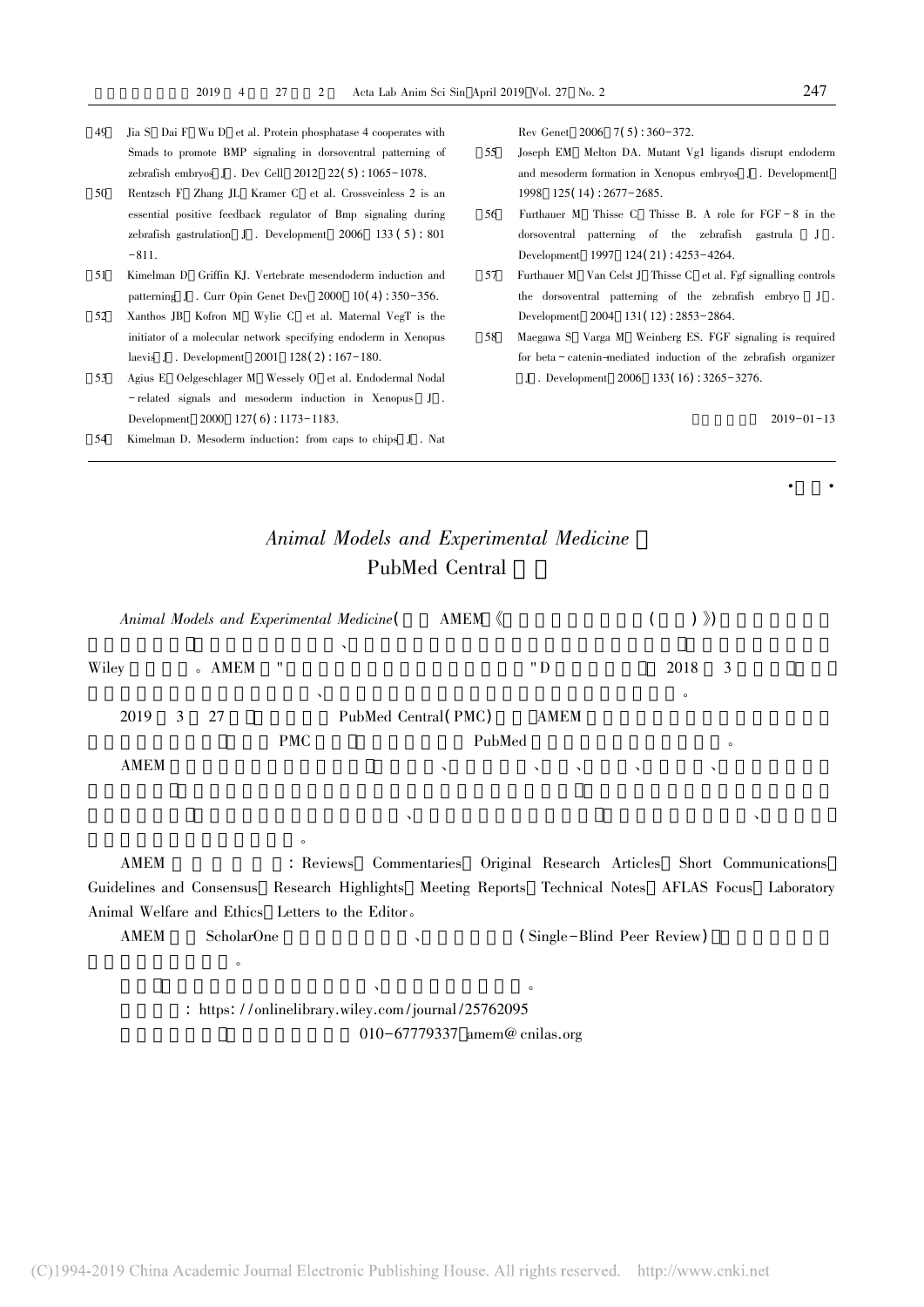[49] Jia S Dai F Wu D et al. Protein phosphatase 4 cooperates with Smads to promote BMP signaling in dorsoventral patterning of zebrafish embryos J . Dev Cell 2012 22(5):1065-1078.

[50] Rentzsch F Zhang JL Kramer C et al. Crossveinless 2 is an essential positive feedback regulator of Bmp signaling during zebrafish gastrulation J . Development 2006 133(5):801-811.

[51] Kimelman D Griffin KJ. Vertebrate mesendoderm induction and patterning J . Curr Opin Genet Dev 2000 10(4):350-356.

[52] Xanthos JB Kofron M Wylie C et al. Maternal VegT is the initiator of a molecular network specifying endoderm in Xenopus laevis J . Development 2001 128(2):167-180.

[53] Agius E Oelgeschlager M Wessely O et al. Endodermal Nodal-related signals and mesoderm induction in Xenopus J . Development 2000 127(6):1173-1183.

[54] Kimelman D. Mesoderm induction: from caps to chips J . Nat Rev Genet 2006 7(5):360-372.

[55] Joseph EM Melton DA. Mutant Vg1 ligands disrupt endoderm and mesoderm formation in Xenopus embryos J . Development 1998 125(14):2677-2685.

[56] Furthauer M Thisse C Thisse B. A role for FGF-8 in the dorsoventral patterning of the zebrafish gastrula J . Development 1997 124(21):4253-4264.

[57] Furthauer M Van Celst J Thisse C et al. Fgf signalling controls the dorsoventral patterning of the zebrafish embryo J . Development 2004 131(12):2853-2864.

[58] Maegawa S Varga M Weinberg ES. FGF signaling is required for beta-catenin-mediated induction of the zebrafish organizer J . Development 2006 133(16):3265-3276.

2019-01-13

## *Animal Models and Experimental Medicine* PubMed Central

*Animal Models and Experimental Medicine*( AMEM《 ( )》)

、

Wiley 。AMEM " "D 2018 3

、 。

2019 3 27 PubMed Central(PMC) AMEM

PMC PubMed 。

AMEM 、 、 、 、 、

、 、

。

AMEM : Reviews Commentaries Original Research Articles Short Communications Guidelines and Consensus Research Highlights Meeting Reports Technical Notes AFLAS Focus Laboratory Animal Welfare and Ethics Letters to the Editor。

AMEM ScholarOne 、 (Single-Blind Peer Review)

。

、 。

: https://onlinelibrary.wiley.com/journal/25762095

010-67779337 amem@cnilas.org